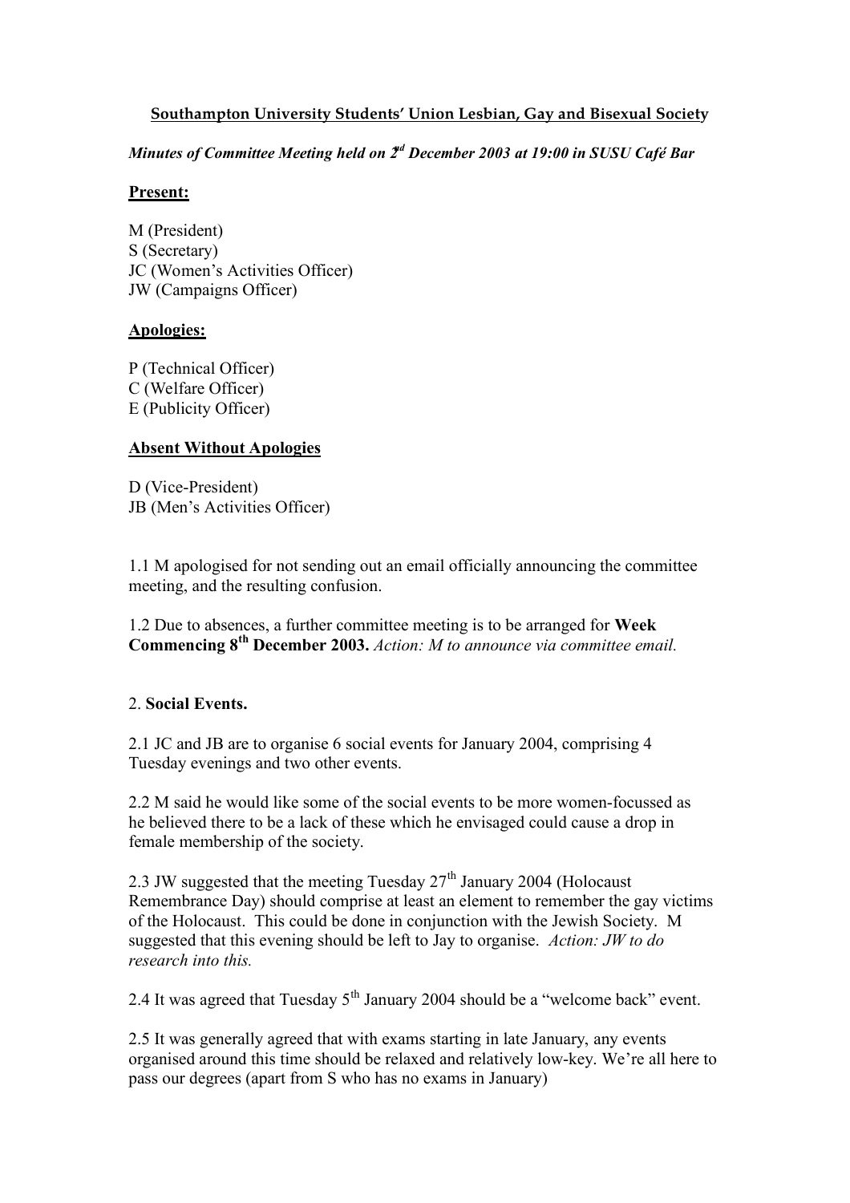**Southampton University Students' Union Lesbian, Gay and Bisexual Society**

***Minutes of Committee Meeting held on 2nd December 2003 at 19:00 in SUSU Café Bar***

**Present:**

M (President)
S (Secretary)
JC (Women's Activities Officer)
JW (Campaigns Officer)

**Apologies:**

P (Technical Officer)
C (Welfare Officer)
E (Publicity Officer)

**Absent Without Apologies**

D (Vice-President)
JB (Men's Activities Officer)

1.1 M apologised for not sending out an email officially announcing the committee meeting, and the resulting confusion.

1.2 Due to absences, a further committee meeting is to be arranged for **Week Commencing 8th December 2003.** *Action: M to announce via committee email.*

2. **Social Events.**

2.1 JC and JB are to organise 6 social events for January 2004, comprising 4 Tuesday evenings and two other events.

2.2 M said he would like some of the social events to be more women-focussed as he believed there to be a lack of these which he envisaged could cause a drop in female membership of the society.

2.3 JW suggested that the meeting Tuesday 27th January 2004 (Holocaust Remembrance Day) should comprise at least an element to remember the gay victims of the Holocaust. This could be done in conjunction with the Jewish Society. M suggested that this evening should be left to Jay to organise. *Action: JW to do research into this.*

2.4 It was agreed that Tuesday 5th January 2004 should be a "welcome back" event.

2.5 It was generally agreed that with exams starting in late January, any events organised around this time should be relaxed and relatively low-key. We're all here to pass our degrees (apart from S who has no exams in January)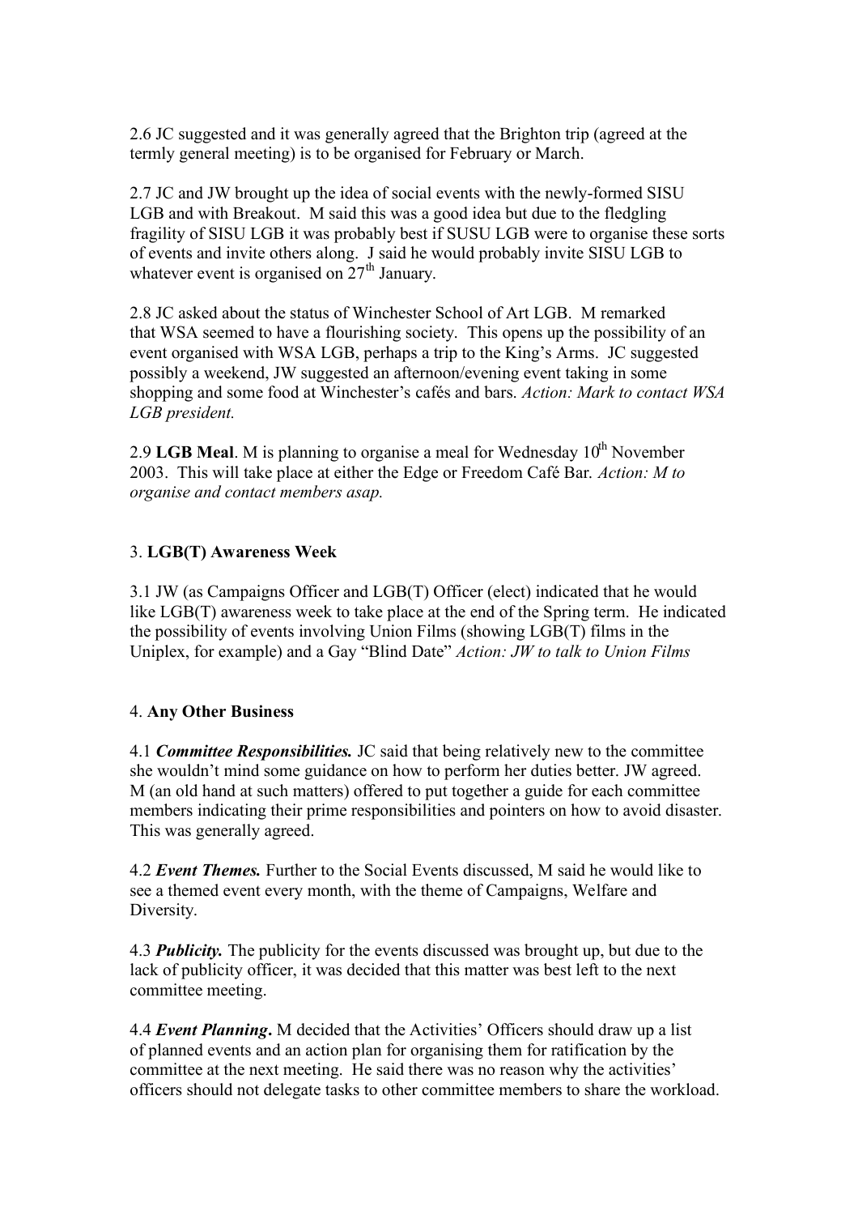2.6 JC suggested and it was generally agreed that the Brighton trip (agreed at the termly general meeting) is to be organised for February or March.

2.7 JC and JW brought up the idea of social events with the newly-formed SISU LGB and with Breakout. M said this was a good idea but due to the fledgling fragility of SISU LGB it was probably best if SUSU LGB were to organise these sorts of events and invite others along. J said he would probably invite SISU LGB to whatever event is organised on 27th January.

2.8 JC asked about the status of Winchester School of Art LGB. M remarked that WSA seemed to have a flourishing society. This opens up the possibility of an event organised with WSA LGB, perhaps a trip to the King's Arms. JC suggested possibly a weekend, JW suggested an afternoon/evening event taking in some shopping and some food at Winchester's cafés and bars. *Action: Mark to contact WSA LGB president.*

2.9 **LGB Meal**. M is planning to organise a meal for Wednesday 10th November 2003. This will take place at either the Edge or Freedom Café Bar. *Action: M to organise and contact members asap.*

## 3. **LGB(T) Awareness Week**

3.1 JW (as Campaigns Officer and LGB(T) Officer (elect) indicated that he would like LGB(T) awareness week to take place at the end of the Spring term. He indicated the possibility of events involving Union Films (showing LGB(T) films in the Uniplex, for example) and a Gay "Blind Date" *Action: JW to talk to Union Films*

## 4. **Any Other Business**

4.1 ***Committee Responsibilities.*** JC said that being relatively new to the committee she wouldn't mind some guidance on how to perform her duties better. JW agreed. M (an old hand at such matters) offered to put together a guide for each committee members indicating their prime responsibilities and pointers on how to avoid disaster. This was generally agreed.

4.2 ***Event Themes.*** Further to the Social Events discussed, M said he would like to see a themed event every month, with the theme of Campaigns, Welfare and Diversity.

4.3 ***Publicity.*** The publicity for the events discussed was brought up, but due to the lack of publicity officer, it was decided that this matter was best left to the next committee meeting.

4.4 ***Event Planning*.** M decided that the Activities' Officers should draw up a list of planned events and an action plan for organising them for ratification by the committee at the next meeting. He said there was no reason why the activities' officers should not delegate tasks to other committee members to share the workload.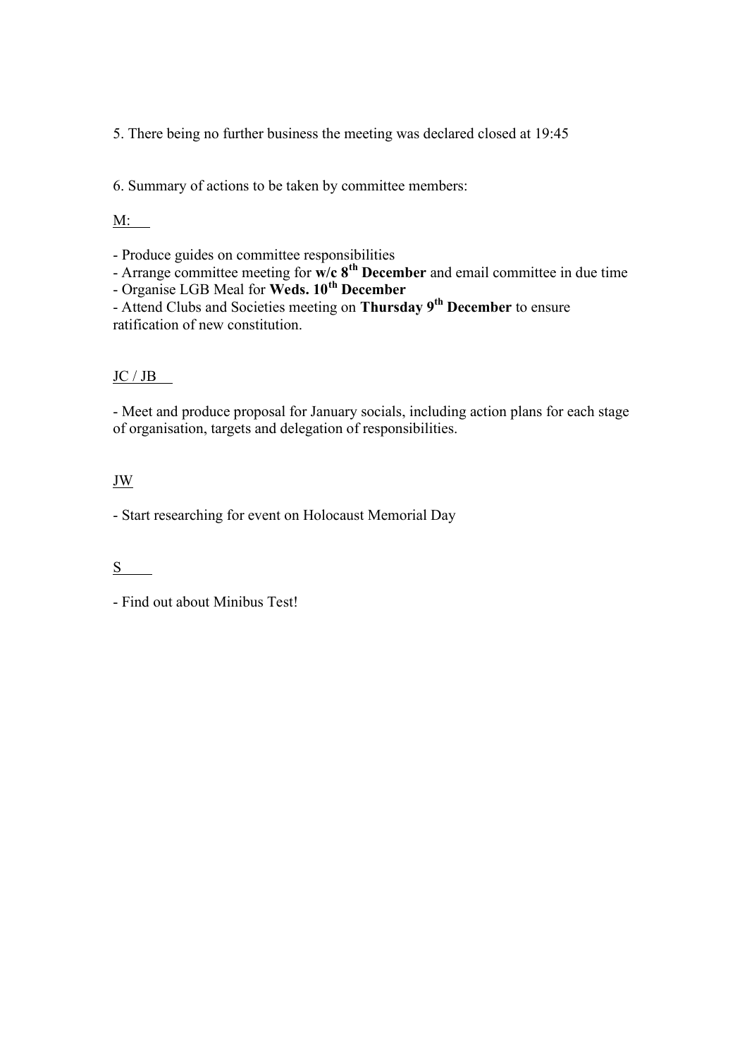5. There being no further business the meeting was declared closed at 19:45

6. Summary of actions to be taken by committee members:

<u>M:</u>

- Produce guides on committee responsibilities
- Arrange committee meeting for **w/c 8th December** and email committee in due time
- Organise LGB Meal for **Weds. 10th December**
- Attend Clubs and Societies meeting on **Thursday 9th December** to ensure ratification of new constitution.

<u>JC / JB</u>

- Meet and produce proposal for January socials, including action plans for each stage of organisation, targets and delegation of responsibilities.

<u>JW</u>

- Start researching for event on Holocaust Memorial Day

<u>S</u>

- Find out about Minibus Test!